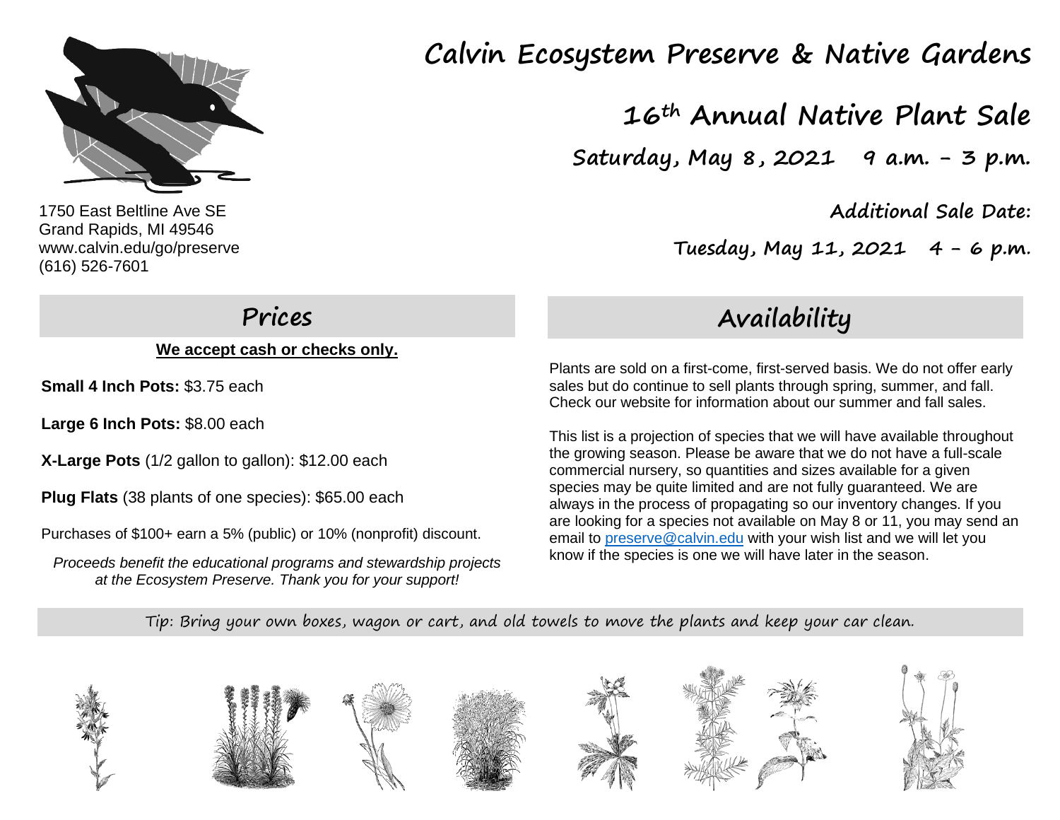# Calvin Ecosystem Preserve & Native Gardens

## 16th Annual Native Plant Sale

**Saturday, May 8, 2021 9 a.m. – 3 p.m.**

**Additional Sale Date:**

**Tuesday, May 11, 2021 4 – 6 p.m.**

1750 East Beltline Ave SE
Grand Rapids, MI 49546
www.calvin.edu/go/preserve
(616) 526-7601

## Prices

**We accept cash or checks only.**

**Small 4 Inch Pots:** $3.75 each

**Large 6 Inch Pots:** $8.00 each

**X-Large Pots** (1/2 gallon to gallon): $12.00 each

**Plug Flats** (38 plants of one species): $65.00 each

Purchases of $100+ earn a 5% (public) or 10% (nonprofit) discount.

*Proceeds benefit the educational programs and stewardship projects at the Ecosystem Preserve. Thank you for your support!*

## Availability

Plants are sold on a first-come, first-served basis. We do not offer early sales but do continue to sell plants through spring, summer, and fall. Check our website for information about our summer and fall sales.

This list is a projection of species that we will have available throughout the growing season. Please be aware that we do not have a full-scale commercial nursery, so quantities and sizes available for a given species may be quite limited and are not fully guaranteed. We are always in the process of propagating so our inventory changes. If you are looking for a species not available on May 8 or 11, you may send an email to preserve@calvin.edu with your wish list and we will let you know if the species is one we will have later in the season.

Tip: Bring your own boxes, wagon or cart, and old towels to move the plants and keep your car clean.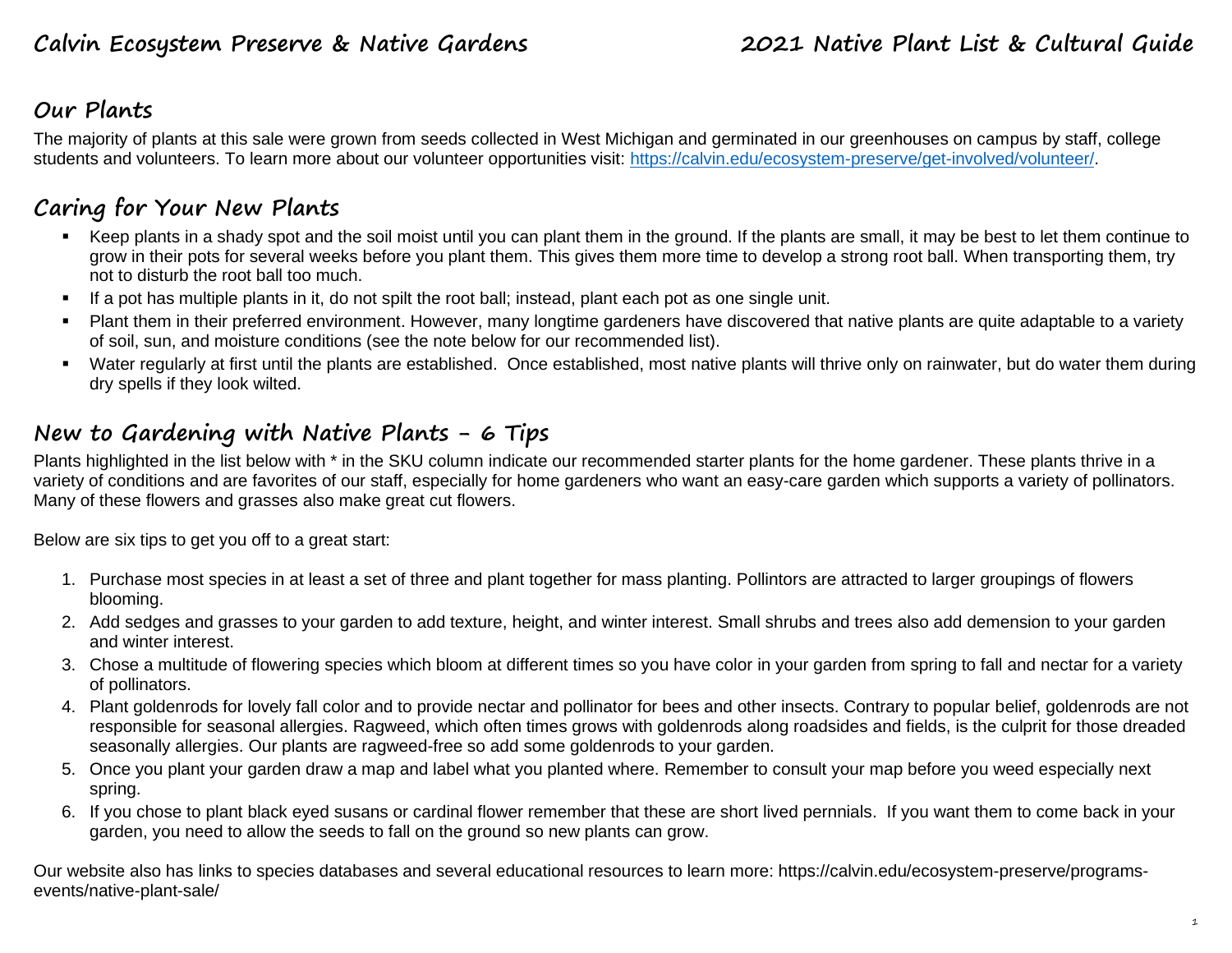## Our Plants

The majority of plants at this sale were grown from seeds collected in West Michigan and germinated in our greenhouses on campus by staff, college students and volunteers. To learn more about our volunteer opportunities visit: https://calvin.edu/ecosystem-preserve/get-involved/volunteer/.

## Caring for Your New Plants

- Keep plants in a shady spot and the soil moist until you can plant them in the ground. If the plants are small, it may be best to let them continue to grow in their pots for several weeks before you plant them. This gives them more time to develop a strong root ball. When transporting them, try not to disturb the root ball too much.
- If a pot has multiple plants in it, do not spilt the root ball; instead, plant each pot as one single unit.
- Plant them in their preferred environment. However, many longtime gardeners have discovered that native plants are quite adaptable to a variety of soil, sun, and moisture conditions (see the note below for our recommended list).
- Water regularly at first until the plants are established. Once established, most native plants will thrive only on rainwater, but do water them during dry spells if they look wilted.

## New to Gardening with Native Plants - 6 Tips

Plants highlighted in the list below with * in the SKU column indicate our recommended starter plants for the home gardener. These plants thrive in a variety of conditions and are favorites of our staff, especially for home gardeners who want an easy-care garden which supports a variety of pollinators. Many of these flowers and grasses also make great cut flowers.

Below are six tips to get you off to a great start:

1. Purchase most species in at least a set of three and plant together for mass planting. Pollintors are attracted to larger groupings of flowers blooming.
2. Add sedges and grasses to your garden to add texture, height, and winter interest. Small shrubs and trees also add demension to your garden and winter interest.
3. Chose a multitude of flowering species which bloom at different times so you have color in your garden from spring to fall and nectar for a variety of pollinators.
4. Plant goldenrods for lovely fall color and to provide nectar and pollinator for bees and other insects. Contrary to popular belief, goldenrods are not responsible for seasonal allergies. Ragweed, which often times grows with goldenrods along roadsides and fields, is the culprit for those dreaded seasonally allergies. Our plants are ragweed-free so add some goldenrods to your garden.
5. Once you plant your garden draw a map and label what you planted where. Remember to consult your map before you weed especially next spring.
6. If you chose to plant black eyed susans or cardinal flower remember that these are short lived pernnials. If you want them to come back in your garden, you need to allow the seeds to fall on the ground so new plants can grow.

Our website also has links to species databases and several educational resources to learn more: https://calvin.edu/ecosystem-preserve/programs-events/native-plant-sale/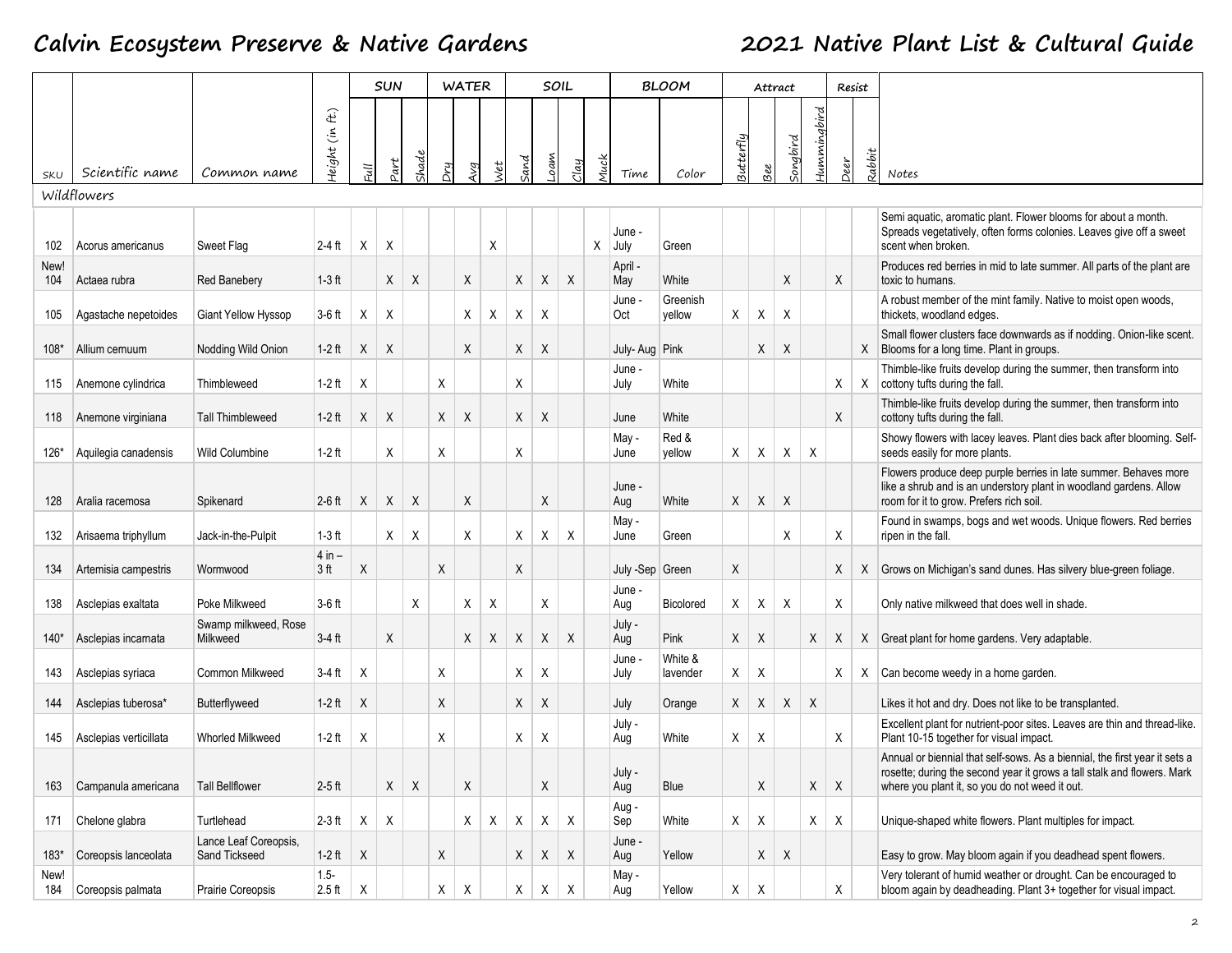# Calvin Ecosystem Preserve & Native Gardens

# 2021 Native Plant List & Cultural Guide

| | | | | SUN | | | WATER | | | SOIL | | | | BLOOM | | Attract | | | | Resist | | |
|---|---|---|---|---|---|---|---|---|---|---|---|---|---|---|---|---|---|---|---|---|---|---|
| SKU | Scientific name | Common name | Height (in ft.) | Full | Part | Shade | Dry | Avg | Wet | Sand | Loam | Clay | Muck | Time | Color | Butterfly | Bee | Songbird | Hummingbird | Deer | Rabbit | Notes |
| Wildflowers | | | | | | | | | | | | | | | | | | | | | | |
| 102 | Acorus americanus | Sweet Flag | 2-4 ft | X | X | | | | X | | | | X | June - July | Green | | | | | | | Semi aquatic, aromatic plant. Flower blooms for about a month. Spreads vegetatively, often forms colonies. Leaves give off a sweet scent when broken. |
| New! 104 | Actaea rubra | Red Banebery | 1-3 ft | | X | X | | X | | X | X | X | | April - May | White | | | X | | X | | Produces red berries in mid to late summer. All parts of the plant are toxic to humans. |
| 105 | Agastache nepetoides | Giant Yellow Hyssop | 3-6 ft | X | X | | | X | X | X | X | | | June - Oct | Greenish yellow | X | X | X | | | | A robust member of the mint family. Native to moist open woods, thickets, woodland edges. |
| 108* | Allium cernuum | Nodding Wild Onion | 1-2 ft | X | X | | | X | | X | X | | | July- Aug | Pink | | X | X | | | X | Small flower clusters face downwards as if nodding. Onion-like scent. Blooms for a long time. Plant in groups. |
| 115 | Anemone cylindrica | Thimbleweed | 1-2 ft | X | | | X | | | X | | | | June - July | White | | | | | X | X | Thimble-like fruits develop during the summer, then transform into cottony tufts during the fall. |
| 118 | Anemone virginiana | Tall Thimbleweed | 1-2 ft | X | X | | X | X | | X | X | | | June | White | | | | | X | | Thimble-like fruits develop during the summer, then transform into cottony tufts during the fall. |
| 126* | Aquilegia canadensis | Wild Columbine | 1-2 ft | | X | | X | | | X | | | | May - June | Red & yellow | X | X | X | X | | | Showy flowers with lacey leaves. Plant dies back after blooming. Self-seeds easily for more plants. |
| 128 | Aralia racemosa | Spikenard | 2-6 ft | X | X | X | | X | | | X | | | June - Aug | White | X | X | X | | | | Flowers produce deep purple berries in late summer. Behaves more like a shrub and is an understory plant in woodland gardens. Allow room for it to grow. Prefers rich soil. |
| 132 | Arisaema triphyllum | Jack-in-the-Pulpit | 1-3 ft | | X | X | | X | | X | X | X | | May - June | Green | | | X | | X | | Found in swamps, bogs and wet woods. Unique flowers. Red berries ripen in the fall. |
| 134 | Artemisia campestris | Wormwood | 4 in – 3 ft | X | | | X | | | X | | | | July -Sep | Green | X | | | | X | X | Grows on Michigan's sand dunes. Has silvery blue-green foliage. |
| 138 | Asclepias exaltata | Poke Milkweed | 3-6 ft | | | X | | X | X | | X | | | June - Aug | Bicolored | X | X | X | | X | | Only native milkweed that does well in shade. |
| 140* | Asclepias incarnata | Swamp milkweed, Rose Milkweed | 3-4 ft | | X | | | X | X | X | X | X | | July - Aug | Pink | X | X | | X | X | X | Great plant for home gardens. Very adaptable. |
| 143 | Asclepias syriaca | Common Milkweed | 3-4 ft | X | | | X | | | X | X | | | June - July | White & lavender | X | X | | | X | X | Can become weedy in a home garden. |
| 144 | Asclepias tuberosa* | Butterflyweed | 1-2 ft | X | | | X | | | X | X | | | July | Orange | X | X | X | X | | | Likes it hot and dry. Does not like to be transplanted. |
| 145 | Asclepias verticillata | Whorled Milkweed | 1-2 ft | X | | | X | | | X | X | | | July - Aug | White | X | X | | | X | | Excellent plant for nutrient-poor sites. Leaves are thin and thread-like. Plant 10-15 together for visual impact. |
| 163 | Campanula americana | Tall Bellflower | 2-5 ft | | X | X | | X | | | X | | | July - Aug | Blue | | X | | X | X | | Annual or biennial that self-sows. As a biennial, the first year it sets a rosette; during the second year it grows a tall stalk and flowers. Mark where you plant it, so you do not weed it out. |
| 171 | Chelone glabra | Turtlehead | 2-3 ft | X | X | | | X | X | X | X | X | | Aug - Sep | White | X | X | | X | X | | Unique-shaped white flowers. Plant multiples for impact. |
| 183* | Coreopsis lanceolata | Lance Leaf Coreopsis, Sand Tickseed | 1-2 ft | X | | | X | | | X | X | X | | June - Aug | Yellow | | X | X | | | | Easy to grow. May bloom again if you deadhead spent flowers. |
| New! 184 | Coreopsis palmata | Prairie Coreopsis | 1.5-2.5 ft | X | | | X | X | | X | X | X | | May - Aug | Yellow | X | X | | | X | | Very tolerant of humid weather or drought. Can be encouraged to bloom again by deadheading. Plant 3+ together for visual impact. |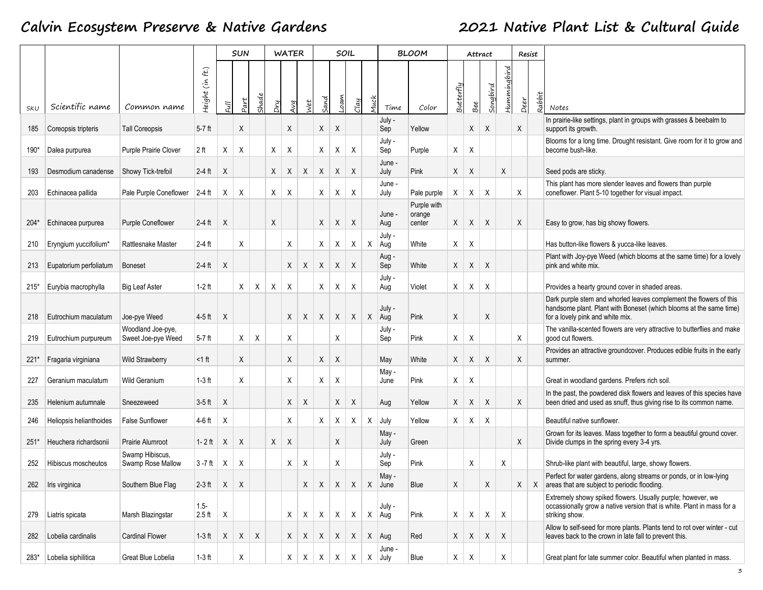| | | | | SUN | | | WATER | | | SOIL | | | | BLOOM | | Attract | | | | Resist | | |
|---|---|---|---|---|---|---|---|---|---|---|---|---|---|---|---|---|---|---|---|---|---|---|
| SKU | Scientific name | Common name | Height (in ft.) | Full | Part | Shade | Dry | Avg | Wet | Sand | Loam | Clay | Muck | Time | Color | Butterfly | Bee | Songbird | Hummingbird | Deer | Rabbit | Notes |
| 185 | Coreopsis tripteris | Tall Coreopsis | 5-7 ft | | X | | | X | | X | X | | | July - Sep | Yellow | | X | X | | X | | In prairie-like settings, plant in groups with grasses & beebalm to support its growth. |
| 190* | Dalea purpurea | Purple Prairie Clover | 2 ft | X | X | | X | X | | X | X | X | | July - Sep | Purple | X | X | | | | | Blooms for a long time. Drought resistant. Give room for it to grow and become bush-like. |
| 193 | Desmodium canadense | Showy Tick-trefoil | 2-4 ft | X | | | X | X | X | X | X | X | | June - July | Pink | X | X | | X | | | Seed pods are sticky. |
| 203 | Echinacea pallida | Pale Purple Coneflower | 2-4 ft | X | X | | X | X | | X | X | X | | June - July | Pale purple | X | X | X | | X | | This plant has more slender leaves and flowers than purple coneflower. Plant 5-10 together for visual impact. |
| 204* | Echinacea purpurea | Purple Coneflower | 2-4 ft | X | | | X | | | X | X | X | | June - Aug | Purple with orange center | X | X | X | | X | | Easy to grow, has big showy flowers. |
| 210 | Eryngium yuccifolium* | Rattlesnake Master | 2-4 ft | | X | | | X | | X | X | X | X | July - Aug | White | X | X | | | | | Has button-like flowers & yucca-like leaves. |
| 213 | Eupatorium perfoliatum | Boneset | 2-4 ft | X | | | | X | X | X | X | X | | Aug - Sep | White | X | X | X | | | | Plant with Joy-pye Weed (which blooms at the same time) for a lovely pink and white mix. |
| 215* | Eurybia macrophylla | Big Leaf Aster | 1-2 ft | | X | X | X | X | | X | X | X | | July - Aug | Violet | X | X | X | | | | Provides a hearty ground cover in shaded areas. |
| 218 | Eutrochium maculatum | Joe-pye Weed | 4-5 ft | X | | | | X | X | X | X | X | X | July - Aug | Pink | X | | X | | | | Dark purple stem and whorled leaves complement the flowers of this handsome plant. Plant with Boneset (which blooms at the same time) for a lovely pink and white mix. |
| 219 | Eutrochium purpureum | Woodland Joe-pye, Sweet Joe-pye Weed | 5-7 ft | | X | X | | X | | | X | | | July - Sep | Pink | X | X | | | X | | The vanilla-scented flowers are very attractive to butterflies and make good cut flowers. |
| 221* | Fragaria virginiana | Wild Strawberry | <1 ft | | X | | | X | | X | X | | | May | White | X | X | X | | X | | Provides an attractive groundcover. Produces edible fruits in the early summer. |
| 227 | Geranium maculatum | Wild Geranium | 1-3 ft | | X | | | X | | X | X | | | May - June | Pink | X | X | | | | | Great in woodland gardens. Prefers rich soil. |
| 235 | Helenium autumnale | Sneezeweed | 3-5 ft | X | | | | X | X | | X | X | | Aug | Yellow | X | X | X | | X | | In the past, the powdered disk flowers and leaves of this species have been dried and used as snuff, thus giving rise to its common name. |
| 246 | Heliopsis helianthoides | False Sunflower | 4-6 ft | X | | | | X | | X | X | X | X | July | Yellow | X | X | X | | | | Beautiful native sunflower. |
| 251* | Heuchera richardsonii | Prairie Alumroot | 1- 2 ft | X | X | | X | X | | | X | | | May - July | Green | | | | | X | | Grown for its leaves. Mass together to form a beautiful ground cover. Divide clumps in the spring every 3-4 yrs. |
| 252 | Hibiscus moscheutos | Swamp Hibiscus, Swamp Rose Mallow | 3 -7 ft | X | X | | | X | X | | X | | | July - Sep | Pink | | X | | X | | | Shrub-like plant with beautiful, large, showy flowers. |
| 262 | Iris virginica | Southern Blue Flag | 2-3 ft | X | X | | | | X | X | X | X | X | May - June | Blue | X | | X | | X | X | Perfect for water gardens, along streams or ponds, or in low-lying areas that are subject to periodic flooding. |
| 279 | Liatris spicata | Marsh Blazingstar | 1.5-2.5 ft | X | | | | X | X | X | X | X | X | July - Aug | Pink | X | X | X | X | | | Extremely showy spiked flowers. Usually purple; however, we occassionally grow a native version that is white. Plant in mass for a striking show. |
| 282 | Lobelia cardinalis | Cardinal Flower | 1-3 ft | X | X | X | | X | X | X | X | X | X | Aug | Red | X | X | X | X | | | Allow to self-seed for more plants. Plants tend to rot over winter - cut leaves back to the crown in late fall to prevent this. |
| 283* | Lobelia siphilitica | Great Blue Lobelia | 1-3 ft | | X | | | X | X | X | X | X | X | June - July | Blue | X | X | | X | | | Great plant for late summer color. Beautiful when planted in mass. |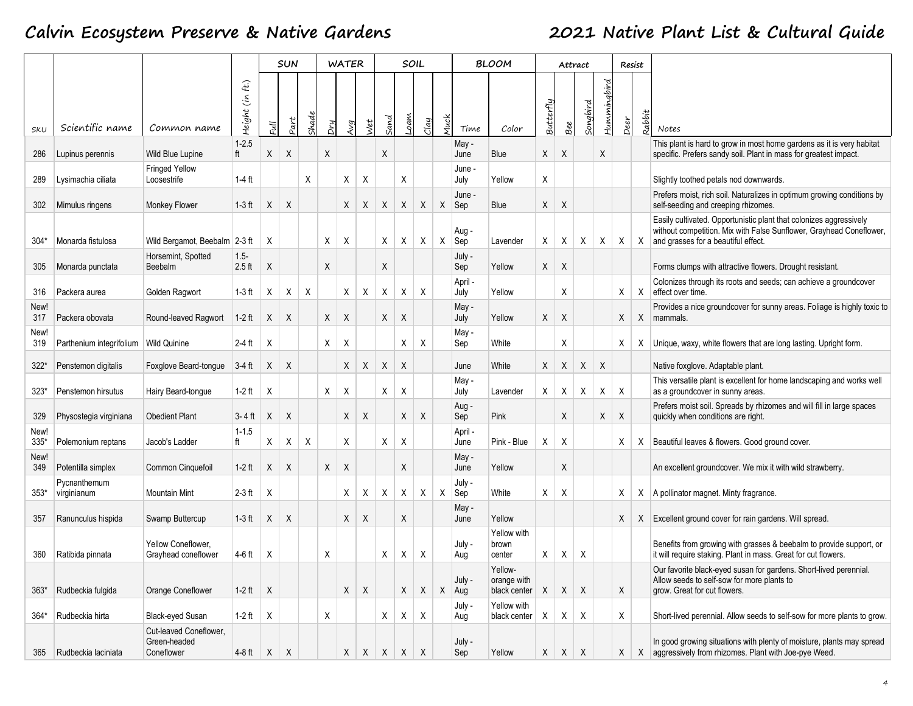# Calvin Ecosystem Preserve & Native Gardens

# 2021 Native Plant List & Cultural Guide

| | | | | SUN | | | WATER | | | SOIL | | | | BLOOM | | Attract | | | | Resist | | |
|---|---|---|---|---|---|---|---|---|---|---|---|---|---|---|---|---|---|---|---|---|---|---|
| SKU | Scientific name | Common name | Height (in ft.) | Full | Part | Shade | Dry | Avg | Wet | Sand | Loam | Clay | Muck | Time | Color | Butterfly | Bee | Songbird | Hummingbird | Deer | Rabbit | Notes |
| 286 | Lupinus perennis | Wild Blue Lupine | 1-2.5 ft | X | X | | X | | | X | | | | May - June | Blue | X | X | | X | | | This plant is hard to grow in most home gardens as it is very habitat specific. Prefers sandy soil. Plant in mass for greatest impact. |
| 289 | Lysimachia ciliata | Fringed Yellow Loosestrife | 1-4 ft | | | X | | X | X | | X | | | June - July | Yellow | X | | | | | | Slightly toothed petals nod downwards. |
| 302 | Mimulus ringens | Monkey Flower | 1-3 ft | X | X | | | X | X | X | X | X | X | June - Sep | Blue | X | X | | | | | Prefers moist, rich soil. Naturalizes in optimum growing conditions by self-seeding and creeping rhizomes. |
| 304* | Monarda fistulosa | Wild Bergamot, Beebalm | 2-3 ft | X | | | X | X | | X | X | X | X | Aug - Sep | Lavender | X | X | X | X | X | X | Easily cultivated. Opportunistic plant that colonizes aggressively without competition. Mix with False Sunflower, Grayhead Coneflower, and grasses for a beautiful effect. |
| 305 | Monarda punctata | Horsemint, Spotted Beebalm | 1.5-2.5 ft | X | | | X | | | X | | | | July - Sep | Yellow | X | X | | | | | Forms clumps with attractive flowers. Drought resistant. |
| 316 | Packera aurea | Golden Ragwort | 1-3 ft | X | X | X | | X | X | X | X | X | | April - July | Yellow | | X | | | X | X | Colonizes through its roots and seeds; can achieve a groundcover effect over time. |
| New! 317 | Packera obovata | Round-leaved Ragwort | 1-2 ft | X | X | | X | X | | X | X | | | May - July | Yellow | X | X | | | X | X | Provides a nice groundcover for sunny areas. Foliage is highly toxic to mammals. |
| New! 319 | Parthenium integrifolium | Wild Quinine | 2-4 ft | X | | | X | X | | | X | X | | May - Sep | White | | X | | | X | X | Unique, waxy, white flowers that are long lasting. Upright form. |
| 322* | Penstemon digitalis | Foxglove Beard-tongue | 3-4 ft | X | X | | | X | X | X | X | | | June | White | X | X | X | X | | | Native foxglove. Adaptable plant. |
| 323* | Penstemon hirsutus | Hairy Beard-tongue | 1-2 ft | X | | | X | X | | X | X | | | May - July | Lavender | X | X | X | X | X | | This versatile plant is excellent for home landscaping and works well as a groundcover in sunny areas. |
| 329 | Physostegia virginiana | Obedient Plant | 3- 4 ft | X | X | | | X | X | | X | X | | Aug - Sep | Pink | | X | | X | X | | Prefers moist soil. Spreads by rhizomes and will fill in large spaces quickly when conditions are right. |
| New! 335* | Polemonium reptans | Jacob's Ladder | 1-1.5 ft | X | X | X | | X | | X | X | | | April - June | Pink - Blue | X | X | | | X | X | Beautiful leaves & flowers. Good ground cover. |
| New! 349 | Potentilla simplex | Common Cinquefoil | 1-2 ft | X | X | | X | X | | | X | | | May - June | Yellow | | X | | | | | An excellent groundcover. We mix it with wild strawberry. |
| 353* | Pycnanthemum virginianum | Mountain Mint | 2-3 ft | X | | | | X | X | X | X | X | X | July - Sep | White | X | X | | | X | X | A pollinator magnet. Minty fragrance. |
| 357 | Ranunculus hispida | Swamp Buttercup | 1-3 ft | X | X | | | X | X | | X | | | May - June | Yellow | | | | | X | X | Excellent ground cover for rain gardens. Will spread. |
| 360 | Ratibida pinnata | Yellow Coneflower, Grayhead coneflower | 4-6 ft | X | | | X | | | X | X | X | | July - Aug | Yellow with brown center | X | X | X | | | | Benefits from growing with grasses & beebalm to provide support, or it will require staking. Plant in mass. Great for cut flowers. |
| 363* | Rudbeckia fulgida | Orange Coneflower | 1-2 ft | X | | | | X | X | | X | X | X | July - Aug | Yellow-orange with black center | X | X | X | | X | | Our favorite black-eyed susan for gardens. Short-lived perennial. Allow seeds to self-sow for more plants to grow. Great for cut flowers. |
| 364* | Rudbeckia hirta | Black-eyed Susan | 1-2 ft | X | | | X | | | X | X | X | | July - Aug | Yellow with black center | X | X | X | | X | | Short-lived perennial. Allow seeds to self-sow for more plants to grow. |
| 365 | Rudbeckia laciniata | Cut-leaved Coneflower, Green-headed Coneflower | 4-8 ft | X | X | | | X | X | X | X | X | | July - Sep | Yellow | X | X | X | | X | X | In good growing situations with plenty of moisture, plants may spread aggressively from rhizomes. Plant with Joe-pye Weed. |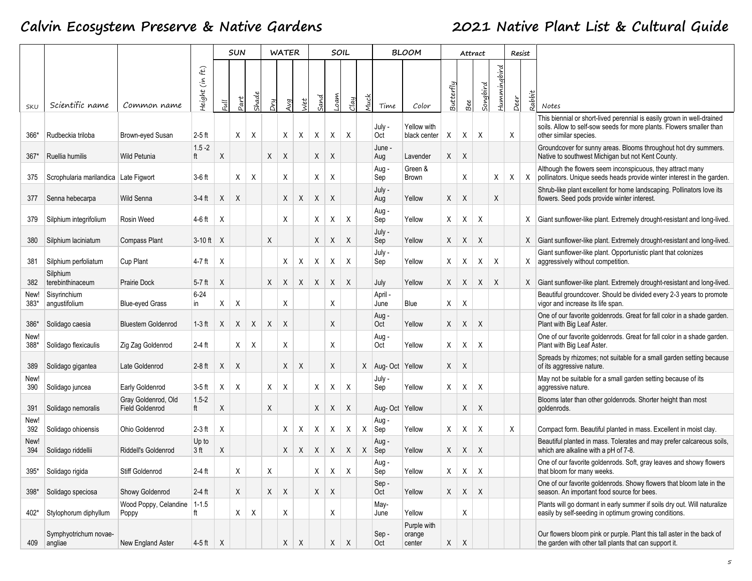# Calvin Ecosystem Preserve & Native Gardens

# 2021 Native Plant List & Cultural Guide

| SKU | Scientific name | Common name | Height (in ft.) | SUN | | | WATER | | | SOIL | | | | BLOOM | | Attract | | | | Resist | | Notes |
|---|---|---|---|---|---|---|---|---|---|---|---|---|---|---|---|---|---|---|---|---|---|---|
| | | | | Full | Part | Shade | Dry | Avg | Wet | Sand | Loam | Clay | Muck | Time | Color | Butterfly | Bee | Songbird | Hummingbird | Deer | Rabbit | |
| 366* | Rudbeckia triloba | Brown-eyed Susan | 2-5 ft | | X | X | | X | X | X | X | X | | July - Oct | Yellow with black center | X | X | X | | X | | This biennial or short-lived perennial is easily grown in well-drained soils. Allow to self-sow seeds for more plants. Flowers smaller than other similar species. |
| 367* | Ruellia humilis | Wild Petunia | 1.5 -2 ft | X | | | X | X | | X | X | | | June - Aug | Lavender | X | X | | | | | Groundcover for sunny areas. Blooms throughout hot dry summers. Native to southwest Michigan but not Kent County. |
| 375 | Scrophularia marilandica | Late Figwort | 3-6 ft | | X | X | | X | | X | X | | | Aug - Sep | Green & Brown | | X | | X | X | X | Although the flowers seem inconspicuous, they attract many pollinators. Unique seeds heads provide winter interest in the garden. |
| 377 | Senna hebecarpa | Wild Senna | 3-4 ft | X | X | | | X | X | X | X | | | July - Aug | Yellow | X | X | | X | | | Shrub-like plant excellent for home landscaping. Pollinators love its flowers. Seed pods provide winter interest. |
| 379 | Silphium integrifolium | Rosin Weed | 4-6 ft | X | | | | X | | X | X | X | | Aug - Sep | Yellow | X | X | X | | | X | Giant sunflower-like plant. Extremely drought-resistant and long-lived. |
| 380 | Silphium laciniatum | Compass Plant | 3-10 ft | X | | | X | | | X | X | X | | July - Sep | Yellow | X | X | X | | | X | Giant sunflower-like plant. Extremely drought-resistant and long-lived. |
| 381 | Silphium perfoliatum | Cup Plant | 4-7 ft | X | | | | X | X | X | X | X | | July - Sep | Yellow | X | X | X | X | | X | Giant sunflower-like plant. Opportunistic plant that colonizes aggressively without competition. |
| 382 | Silphium terebinthinaceum | Prairie Dock | 5-7 ft | X | | | X | X | X | X | X | X | | July | Yellow | X | X | X | X | | X | Giant sunflower-like plant. Extremely drought-resistant and long-lived. |
| New! 383* | Sisyrinchium angustifolium | Blue-eyed Grass | 6-24 in | X | X | | | X | | | X | | | April - June | Blue | X | X | | | | | Beautiful groundcover. Should be divided every 2-3 years to promote vigor and increase its life span. |
| 386* | Solidago caesia | Bluestem Goldenrod | 1-3 ft | X | X | X | X | X | | | X | | | Aug - Oct | Yellow | X | X | X | | | | One of our favorite goldenrods. Great for fall color in a shade garden. Plant with Big Leaf Aster. |
| New! 388* | Solidago flexicaulis | Zig Zag Goldenrod | 2-4 ft | | X | X | | X | | | X | | | Aug - Oct | Yellow | X | X | X | | | | One of our favorite goldenrods. Great for fall color in a shade garden. Plant with Big Leaf Aster. |
| 389 | Solidago gigantea | Late Goldenrod | 2-8 ft | X | X | | | X | X | | X | | X | Aug- Oct | Yellow | X | X | | | | | Spreads by rhizomes; not suitable for a small garden setting because of its aggressive nature. |
| New! 390 | Solidago juncea | Early Goldenrod | 3-5 ft | X | X | | X | X | | X | X | X | | July - Sep | Yellow | X | X | X | | | | May not be suitable for a small garden setting because of its aggressive nature. |
| 391 | Solidago nemoralis | Gray Goldenrod, Old Field Goldenrod | 1.5-2 ft | X | | | X | | | X | X | X | | Aug- Oct | Yellow | | X | X | | | | Blooms later than other goldenrods. Shorter height than most goldenrods. |
| New! 392 | Solidago ohioensis | Ohio Goldenrod | 2-3 ft | X | | | | X | X | X | X | X | X | Aug - Sep | Yellow | X | X | X | | X | | Compact form. Beautiful planted in mass. Excellent in moist clay. |
| New! 394 | Solidago riddellii | Riddell's Goldenrod | Up to 3 ft | X | | | | X | X | X | X | X | X | Aug - Sep | Yellow | X | X | X | | | | Beautiful planted in mass. Tolerates and may prefer calcareous soils, which are alkaline with a pH of 7-8. |
| 395* | Solidago rigida | Stiff Goldenrod | 2-4 ft | | X | | X | | | X | X | X | | Aug - Sep | Yellow | X | X | X | | | | One of our favorite goldenrods. Soft, gray leaves and showy flowers that bloom for many weeks. |
| 398* | Solidago speciosa | Showy Goldenrod | 2-4 ft | | X | | X | X | | X | X | | | Sep - Oct | Yellow | X | X | X | | | | One of our favorite goldenrods. Showy flowers that bloom late in the season. An important food source for bees. |
| 402* | Stylophorum diphyllum | Wood Poppy, Celandine Poppy | 1-1.5 ft | | X | X | | X | | | X | | | May- June | Yellow | | X | | | | | Plants will go dormant in early summer if soils dry out. Will naturalize easily by self-seeding in optimum growing conditions. |
| 409 | Symphyotrichum novae-angliae | New England Aster | 4-5 ft | X | | | | X | X | | X | X | | Sep - Oct | Purple with orange center | X | X | | | | | Our flowers bloom pink or purple. Plant this tall aster in the back of the garden with other tall plants that can support it. |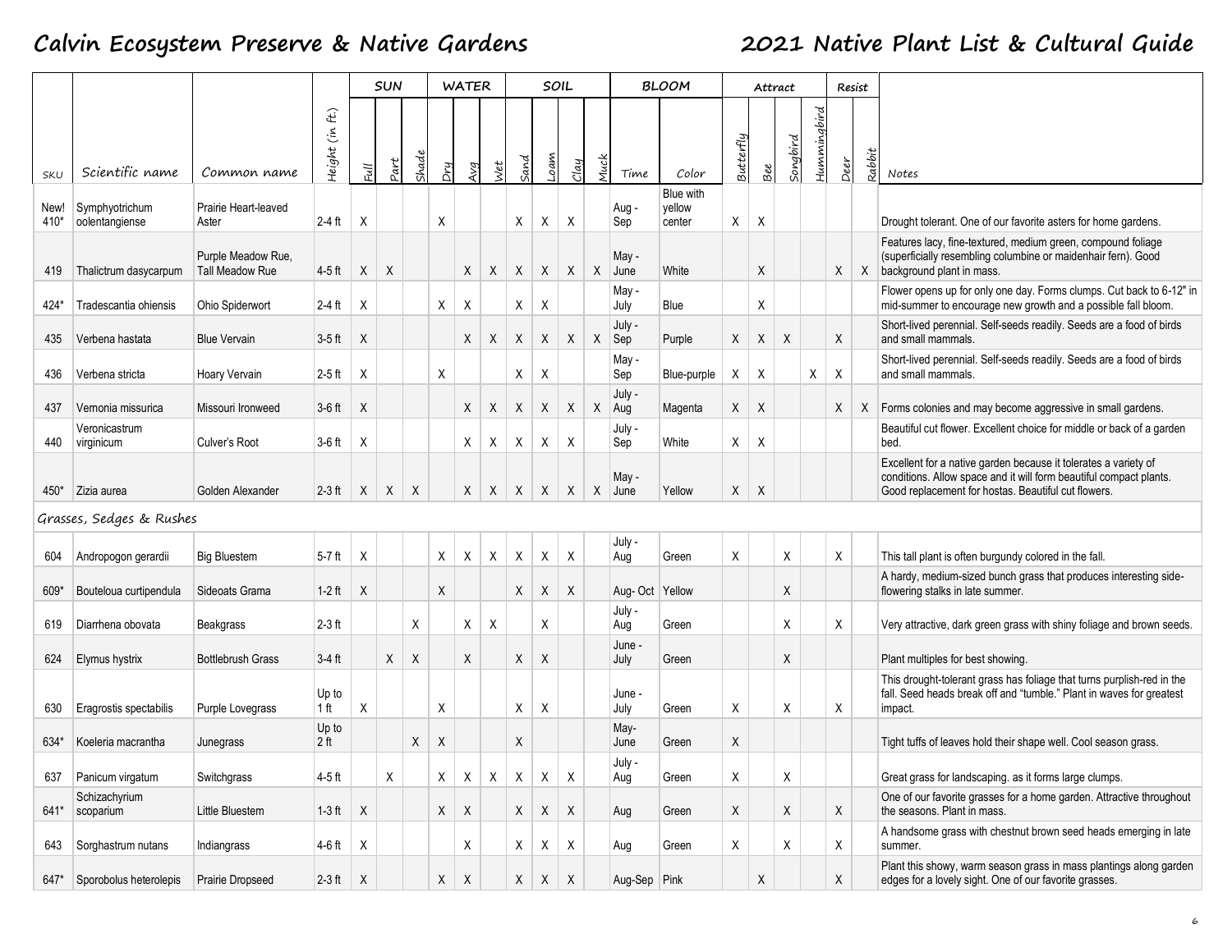## Calvin Ecosystem Preserve & Native Gardens

## 2021 Native Plant List & Cultural Guide

| SKU | Scientific name | Common name | Height (in ft.) | SUN | | | WATER | | | SOIL | | | | BLOOM | | Attract | | | | Resist | | Notes |
|---|---|---|---|---|---|---|---|---|---|---|---|---|---|---|---|---|---|---|---|---|---|---|
| | | | | Full | Part | Shade | Dry | Avg | Wet | Sand | Loam | Clay | Muck | Time | Color | Butterfly | Bee | Songbird | Hummingbird | Deer | Rabbit | |
| New! 410* | Symphyotrichum oolentangiense | Prairie Heart-leaved Aster | 2-4 ft | X | | | X | | | X | X | X | | Aug - Sep | Blue with yellow center | X | X | | | | | Drought tolerant. One of our favorite asters for home gardens. |
| 419 | Thalictrum dasycarpum | Purple Meadow Rue, Tall Meadow Rue | 4-5 ft | X | X | | | X | X | X | X | X | X | May - June | White | | X | | | X | X | Features lacy, fine-textured, medium green, compound foliage (superficially resembling columbine or maidenhair fern). Good background plant in mass. |
| 424* | Tradescantia ohiensis | Ohio Spiderwort | 2-4 ft | X | | | X | X | | X | X | | | May - July | Blue | | X | | | | | Flower opens up for only one day. Forms clumps. Cut back to 6-12" in mid-summer to encourage new growth and a possible fall bloom. |
| 435 | Verbena hastata | Blue Vervain | 3-5 ft | X | | | | X | X | X | X | X | X | July - Sep | Purple | X | X | X | | X | | Short-lived perennial. Self-seeds readily. Seeds are a food of birds and small mammals. |
| 436 | Verbena stricta | Hoary Vervain | 2-5 ft | X | | | X | | | X | X | | | May - Sep | Blue-purple | X | X | | X | X | | Short-lived perennial. Self-seeds readily. Seeds are a food of birds and small mammals. |
| 437 | Vernonia missurica | Missouri Ironweed | 3-6 ft | X | | | | X | X | X | X | X | X | July - Aug | Magenta | X | X | | | X | X | Forms colonies and may become aggressive in small gardens. |
| 440 | Veronicastrum virginicum | Culver's Root | 3-6 ft | X | | | | X | X | X | X | X | | July - Sep | White | X | X | | | | | Beautiful cut flower. Excellent choice for middle or back of a garden bed. |
| 450* | Zizia aurea | Golden Alexander | 2-3 ft | X | X | X | | X | X | X | X | X | X | May - June | Yellow | X | X | | | | | Excellent for a native garden because it tolerates a variety of conditions. Allow space and it will form beautiful compact plants. Good replacement for hostas. Beautiful cut flowers. |
| *Grasses, Sedges & Rushes* | | | | | | | | | | | | | | | | | | | | | | |
| 604 | Andropogon gerardii | Big Bluestem | 5-7 ft | X | | | X | X | X | X | X | X | | July - Aug | Green | X | | X | | X | | This tall plant is often burgundy colored in the fall. |
| 609* | Bouteloua curtipendula | Sideoats Grama | 1-2 ft | X | | | X | | | X | X | X | | Aug- Oct | Yellow | | | X | | | | A hardy, medium-sized bunch grass that produces interesting side-flowering stalks in late summer. |
| 619 | Diarrhena obovata | Beakgrass | 2-3 ft | | | X | | X | X | | X | | | July - Aug | Green | | | X | | X | | Very attractive, dark green grass with shiny foliage and brown seeds. |
| 624 | Elymus hystrix | Bottlebrush Grass | 3-4 ft | | X | X | | X | | X | X | | | June - July | Green | | | X | | | | Plant multiples for best showing. |
| 630 | Eragrostis spectabilis | Purple Lovegrass | Up to 1 ft | X | | | X | | | X | X | | | June - July | Green | X | | X | | X | | This drought-tolerant grass has foliage that turns purplish-red in the fall. Seed heads break off and "tumble." Plant in waves for greatest impact. |
| 634* | Koeleria macrantha | Junegrass | Up to 2 ft | | | X | X | | | X | | | | May- June | Green | X | | | | | | Tight tuffs of leaves hold their shape well. Cool season grass. |
| 637 | Panicum virgatum | Switchgrass | 4-5 ft | | X | | X | X | X | X | X | X | | July - Aug | Green | X | | X | | | | Great grass for landscaping. as it forms large clumps. |
| 641* | Schizachyrium scoparium | Little Bluestem | 1-3 ft | X | | | X | X | | X | X | X | | Aug | Green | X | | X | | X | | One of our favorite grasses for a home garden. Attractive throughout the seasons. Plant in mass. |
| 643 | Sorghastrum nutans | Indiangrass | 4-6 ft | X | | | | X | | X | X | X | | Aug | Green | X | | X | | X | | A handsome grass with chestnut brown seed heads emerging in late summer. |
| 647* | Sporobolus heterolepis | Prairie Dropseed | 2-3 ft | X | | | X | X | | X | X | X | | Aug-Sep | Pink | | X | | | X | | Plant this showy, warm season grass in mass plantings along garden edges for a lovely sight. One of our favorite grasses. |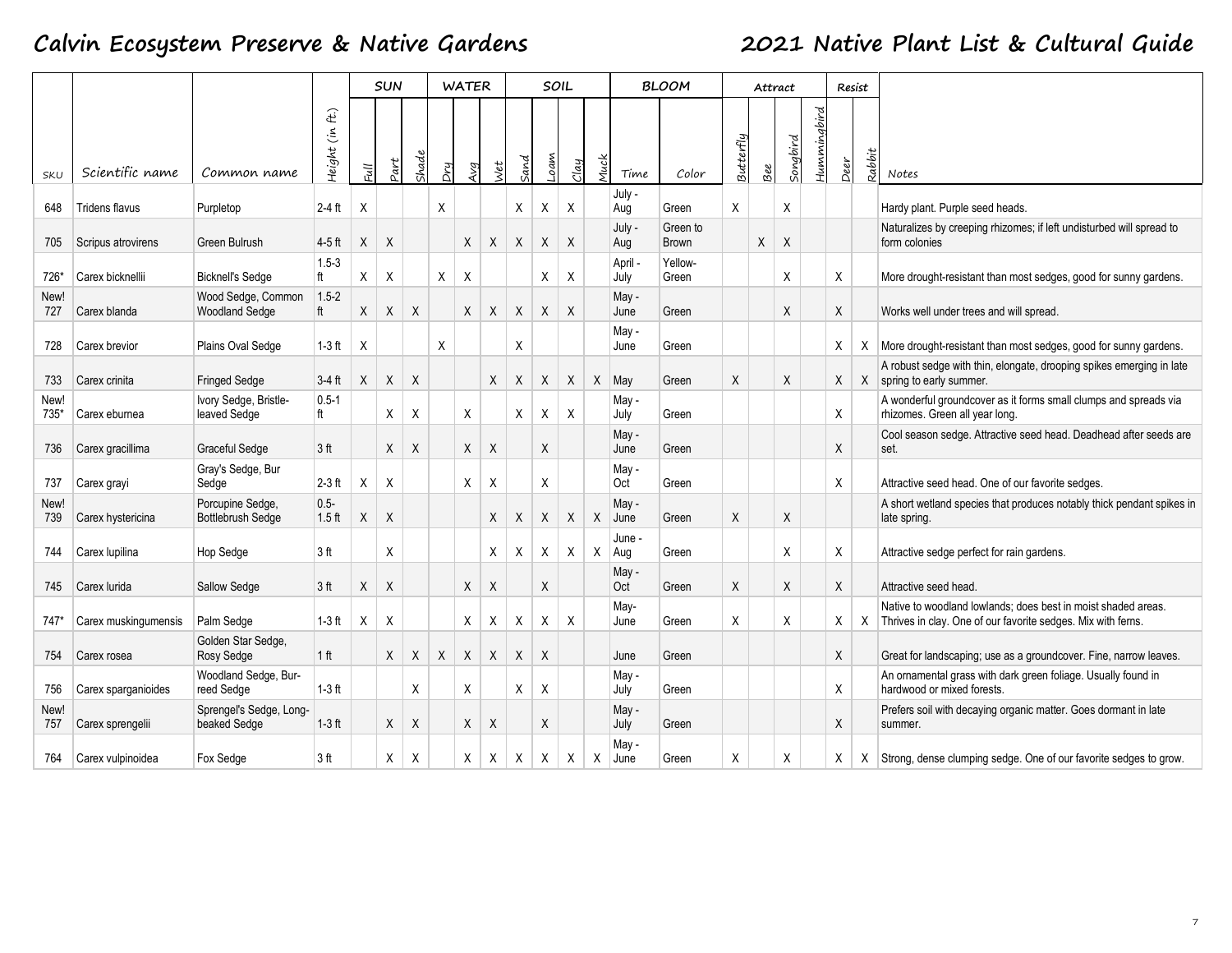# Calvin Ecosystem Preserve & Native Gardens

# 2021 Native Plant List & Cultural Guide

| | | | | SUN | | | WATER | | | SOIL | | | | BLOOM | | Attract | | | | Resist | | |
|---|---|---|---|---|---|---|---|---|---|---|---|---|---|---|---|---|---|---|---|---|---|---|
| SKU | Scientific name | Common name | Height (in ft.) | Full | Part | Shade | Dry | Avg | Wet | Sand | Loam | Clay | Muck | Time | Color | Butterfly | Bee | Songbird | Hummingbird | Deer | Rabbit | Notes |
| 648 | Tridens flavus | Purpletop | 2-4 ft | X | | | X | | | X | X | X | | July - Aug | Green | X | | X | | | | Hardy plant. Purple seed heads. |
| 705 | Scripus atrovirens | Green Bulrush | 4-5 ft | X | X | | | X | X | X | X | X | | July - Aug | Green to Brown | | X | X | | | | Naturalizes by creeping rhizomes; if left undisturbed will spread to form colonies |
| 726* | Carex bicknellii | Bicknell's Sedge | 1.5-3 ft | X | X | | X | X | | | X | X | | April - July | Yellow-Green | | | X | | X | | More drought-resistant than most sedges, good for sunny gardens. |
| New! 727 | Carex blanda | Wood Sedge, Common Woodland Sedge | 1.5-2 ft | X | X | X | | X | X | X | X | X | | May - June | Green | | | X | | X | | Works well under trees and will spread. |
| 728 | Carex brevior | Plains Oval Sedge | 1-3 ft | X | | | X | | | X | | | | May - June | Green | | | | | X | X | More drought-resistant than most sedges, good for sunny gardens. |
| 733 | Carex crinita | Fringed Sedge | 3-4 ft | X | X | X | | | X | X | X | X | X | May | Green | X | | X | | X | X | A robust sedge with thin, elongate, drooping spikes emerging in late spring to early summer. |
| New! 735* | Carex eburnea | Ivory Sedge, Bristle-leaved Sedge | 0.5-1 ft | | X | X | | X | | X | X | X | | May - July | Green | | | | | X | | A wonderful groundcover as it forms small clumps and spreads via rhizomes. Green all year long. |
| 736 | Carex gracillima | Graceful Sedge | 3 ft | | X | X | | X | X | | X | | | May - June | Green | | | | | X | | Cool season sedge. Attractive seed head. Deadhead after seeds are set. |
| 737 | Carex grayi | Gray's Sedge, Bur Sedge | 2-3 ft | X | X | | | X | X | | X | | | May - Oct | Green | | | | | X | | Attractive seed head. One of our favorite sedges. |
| New! 739 | Carex hystericina | Porcupine Sedge, Bottlebrush Sedge | 0.5-1.5 ft | X | X | | | | X | X | X | X | X | May - June | Green | X | | X | | | | A short wetland species that produces notably thick pendant spikes in late spring. |
| 744 | Carex lupilina | Hop Sedge | 3 ft | | X | | | | X | X | X | X | X | June - Aug | Green | | | X | | X | | Attractive sedge perfect for rain gardens. |
| 745 | Carex lurida | Sallow Sedge | 3 ft | X | X | | | X | X | | X | | | May - Oct | Green | X | | X | | X | | Attractive seed head. |
| 747* | Carex muskingumensis | Palm Sedge | 1-3 ft | X | X | | | X | X | X | X | X | | May-June | Green | X | | X | | X | X | Native to woodland lowlands; does best in moist shaded areas. Thrives in clay. One of our favorite sedges. Mix with ferns. |
| 754 | Carex rosea | Golden Star Sedge, Rosy Sedge | 1 ft | | X | X | X | X | X | X | X | | | June | Green | | | | | X | | Great for landscaping; use as a groundcover. Fine, narrow leaves. |
| 756 | Carex sparganioides | Woodland Sedge, Bur-reed Sedge | 1-3 ft | | | X | | X | | X | X | | | May - July | Green | | | | | X | | An ornamental grass with dark green foliage. Usually found in hardwood or mixed forests. |
| New! 757 | Carex sprengelii | Sprengel's Sedge, Long-beaked Sedge | 1-3 ft | | X | X | | X | X | | X | | | May - July | Green | | | | | X | | Prefers soil with decaying organic matter. Goes dormant in late summer. |
| 764 | Carex vulpinoidea | Fox Sedge | 3 ft | | X | X | | X | X | X | X | X | X | May - June | Green | X | | X | | X | X | Strong, dense clumping sedge. One of our favorite sedges to grow. |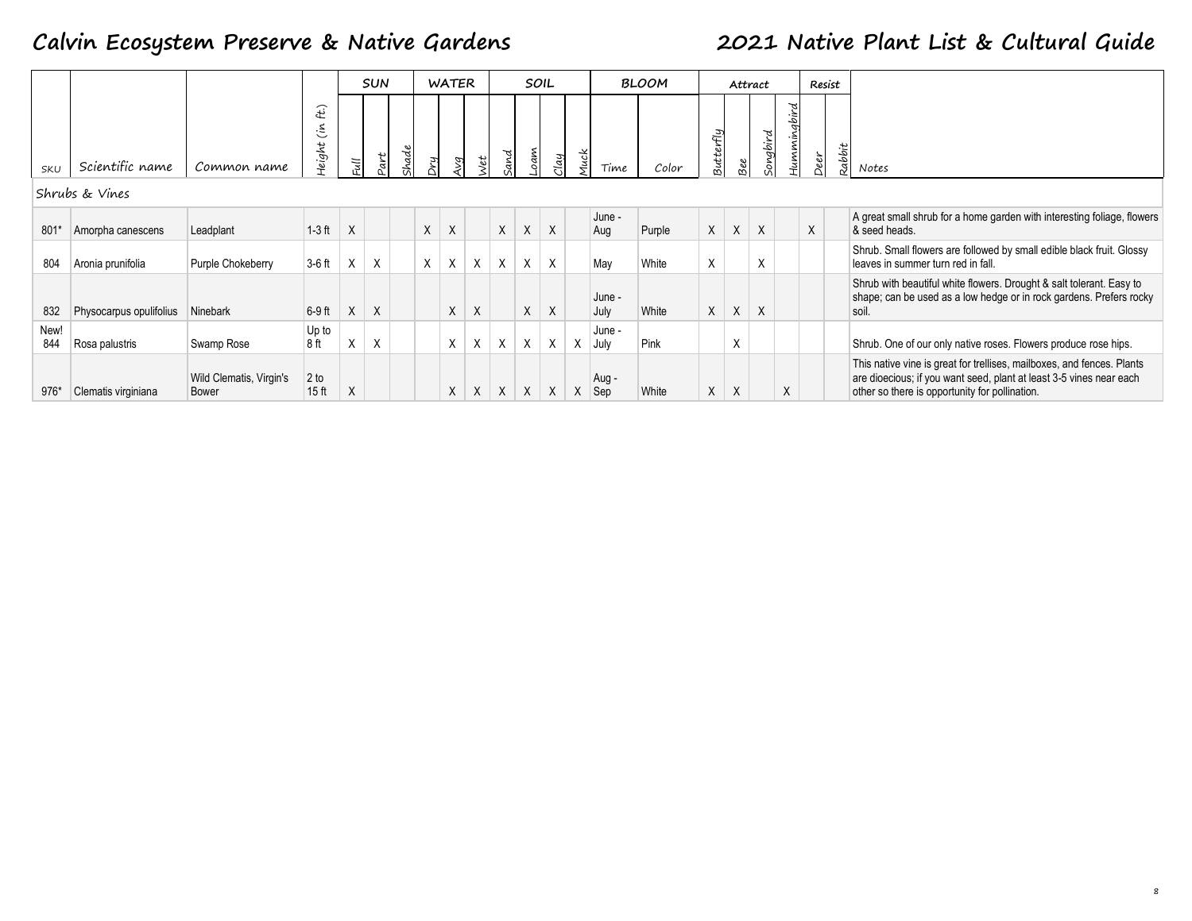| | | | | SUN | | | WATER | | | SOIL | | | | BLOOM | | Attract | | | | Resist | | |
|---|---|---|---|---|---|---|---|---|---|---|---|---|---|---|---|---|---|---|---|---|---|---|
| SKU | Scientific name | Common name | Height (in ft.) | Full | Part | Shade | Dry | Avg | Wet | Sand | Loam | Clay | Muck | Time | Color | Butterfly | Bee | Songbird | Hummingbird | Deer | Rabbit | Notes |
| **Shrubs & Vines** | | | | | | | | | | | | | | | | | | | | | | |
| 801* | Amorpha canescens | Leadplant | 1-3 ft | X | | | X | X | | X | X | X | | June - Aug | Purple | X | X | X | | X | | A great small shrub for a home garden with interesting foliage, flowers & seed heads. |
| 804 | Aronia prunifolia | Purple Chokeberry | 3-6 ft | X | X | | X | X | X | X | X | X | | May | White | X | | X | | | | Shrub. Small flowers are followed by small edible black fruit. Glossy leaves in summer turn red in fall. |
| 832 | Physocarpus opulifolius | Ninebark | 6-9 ft | X | X | | | X | X | | X | X | | June - July | White | X | X | X | | | | Shrub with beautiful white flowers. Drought & salt tolerant. Easy to shape; can be used as a low hedge or in rock gardens. Prefers rocky soil. |
| New! 844 | Rosa palustris | Swamp Rose | Up to 8 ft | X | X | | | X | X | X | X | X | X | June - July | Pink | | X | | | | | Shrub. One of our only native roses. Flowers produce rose hips. |
| 976* | Clematis virginiana | Wild Clematis, Virgin's Bower | 2 to 15 ft | X | | | | X | X | X | X | X | X | Aug - Sep | White | X | X | | X | | | This native vine is great for trellises, mailboxes, and fences. Plants are dioecious; if you want seed, plant at least 3-5 vines near each other so there is opportunity for pollination. |